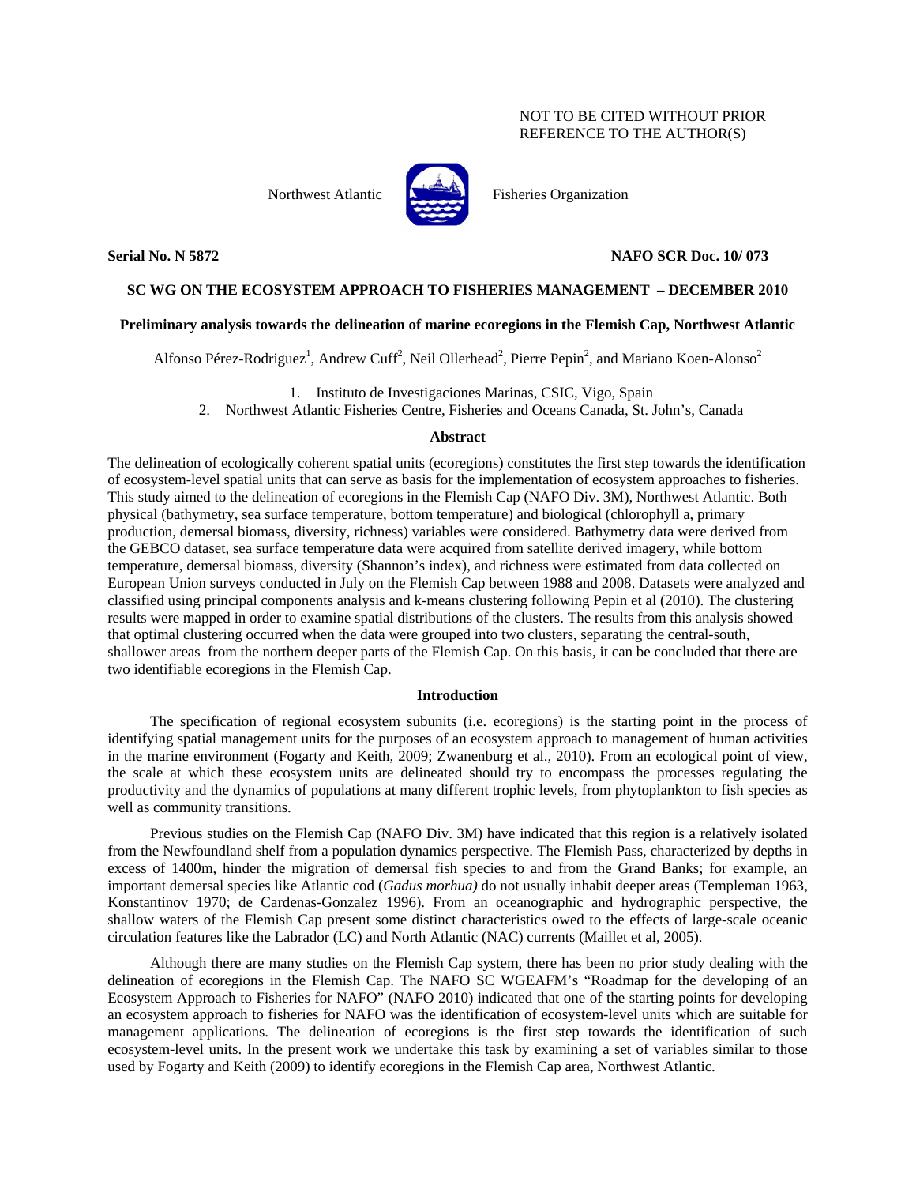NOT TO BE CITED WITHOUT PRIOR REFERENCE TO THE AUTHOR(S)

Northwest Atlantic Fisheries Organization

**Serial No. N 5872** **NAFO SCR Doc. 10/ 073**

## SC WG ON THE ECOSYSTEM APPROACH TO FISHERIES MANAGEMENT – DECEMBER 2010

### Preliminary analysis towards the delineation of marine ecoregions in the Flemish Cap, Northwest Atlantic

Alfonso Pérez-Rodriguez[1], Andrew Cuff[2], Neil Ollerhead[2], Pierre Pepin[2], and Mariano Koen-Alonso[2]

1. Instituto de Investigaciones Marinas, CSIC, Vigo, Spain
2. Northwest Atlantic Fisheries Centre, Fisheries and Oceans Canada, St. John's, Canada

#### Abstract

The delineation of ecologically coherent spatial units (ecoregions) constitutes the first step towards the identification of ecosystem-level spatial units that can serve as basis for the implementation of ecosystem approaches to fisheries. This study aimed to the delineation of ecoregions in the Flemish Cap (NAFO Div. 3M), Northwest Atlantic. Both physical (bathymetry, sea surface temperature, bottom temperature) and biological (chlorophyll a, primary production, demersal biomass, diversity, richness) variables were considered. Bathymetry data were derived from the GEBCO dataset, sea surface temperature data were acquired from satellite derived imagery, while bottom temperature, demersal biomass, diversity (Shannon's index), and richness were estimated from data collected on European Union surveys conducted in July on the Flemish Cap between 1988 and 2008. Datasets were analyzed and classified using principal components analysis and k-means clustering following Pepin et al (2010). The clustering results were mapped in order to examine spatial distributions of the clusters. The results from this analysis showed that optimal clustering occurred when the data were grouped into two clusters, separating the central-south, shallower areas from the northern deeper parts of the Flemish Cap. On this basis, it can be concluded that there are two identifiable ecoregions in the Flemish Cap.

#### Introduction

The specification of regional ecosystem subunits (i.e. ecoregions) is the starting point in the process of identifying spatial management units for the purposes of an ecosystem approach to management of human activities in the marine environment (Fogarty and Keith, 2009; Zwanenburg et al., 2010). From an ecological point of view, the scale at which these ecosystem units are delineated should try to encompass the processes regulating the productivity and the dynamics of populations at many different trophic levels, from phytoplankton to fish species as well as community transitions.

Previous studies on the Flemish Cap (NAFO Div. 3M) have indicated that this region is a relatively isolated from the Newfoundland shelf from a population dynamics perspective. The Flemish Pass, characterized by depths in excess of 1400m, hinder the migration of demersal fish species to and from the Grand Banks; for example, an important demersal species like Atlantic cod (*Gadus morhua)* do not usually inhabit deeper areas (Templeman 1963, Konstantinov 1970; de Cardenas-Gonzalez 1996). From an oceanographic and hydrographic perspective, the shallow waters of the Flemish Cap present some distinct characteristics owed to the effects of large-scale oceanic circulation features like the Labrador (LC) and North Atlantic (NAC) currents (Maillet et al, 2005).

Although there are many studies on the Flemish Cap system, there has been no prior study dealing with the delineation of ecoregions in the Flemish Cap. The NAFO SC WGEAFM's "Roadmap for the developing of an Ecosystem Approach to Fisheries for NAFO" (NAFO 2010) indicated that one of the starting points for developing an ecosystem approach to fisheries for NAFO was the identification of ecosystem-level units which are suitable for management applications. The delineation of ecoregions is the first step towards the identification of such ecosystem-level units. In the present work we undertake this task by examining a set of variables similar to those used by Fogarty and Keith (2009) to identify ecoregions in the Flemish Cap area, Northwest Atlantic.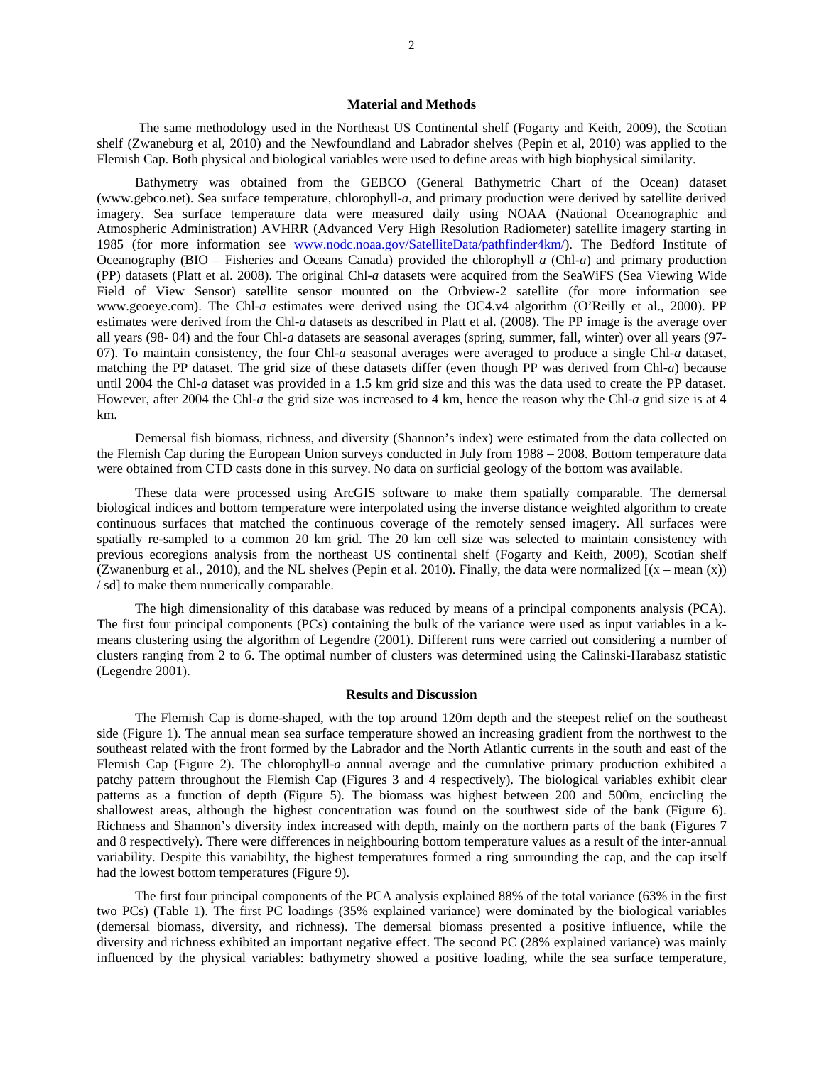## Material and Methods

The same methodology used in the Northeast US Continental shelf (Fogarty and Keith, 2009), the Scotian shelf (Zwaneburg et al, 2010) and the Newfoundland and Labrador shelves (Pepin et al, 2010) was applied to the Flemish Cap. Both physical and biological variables were used to define areas with high biophysical similarity.

Bathymetry was obtained from the GEBCO (General Bathymetric Chart of the Ocean) dataset (www.gebco.net). Sea surface temperature, chlorophyll-*a*, and primary production were derived by satellite derived imagery. Sea surface temperature data were measured daily using NOAA (National Oceanographic and Atmospheric Administration) AVHRR (Advanced Very High Resolution Radiometer) satellite imagery starting in 1985 (for more information see www.nodc.noaa.gov/SatelliteData/pathfinder4km/). The Bedford Institute of Oceanography (BIO – Fisheries and Oceans Canada) provided the chlorophyll *a* (Chl-*a*) and primary production (PP) datasets (Platt et al. 2008). The original Chl-*a* datasets were acquired from the SeaWiFS (Sea Viewing Wide Field of View Sensor) satellite sensor mounted on the Orbview-2 satellite (for more information see www.geoeye.com). The Chl-*a* estimates were derived using the OC4.v4 algorithm (O'Reilly et al., 2000). PP estimates were derived from the Chl-*a* datasets as described in Platt et al. (2008). The PP image is the average over all years (98- 04) and the four Chl-*a* datasets are seasonal averages (spring, summer, fall, winter) over all years (97-07). To maintain consistency, the four Chl-*a* seasonal averages were averaged to produce a single Chl-*a* dataset, matching the PP dataset. The grid size of these datasets differ (even though PP was derived from Chl-*a*) because until 2004 the Chl-*a* dataset was provided in a 1.5 km grid size and this was the data used to create the PP dataset. However, after 2004 the Chl-*a* the grid size was increased to 4 km, hence the reason why the Chl-*a* grid size is at 4 km.

Demersal fish biomass, richness, and diversity (Shannon's index) were estimated from the data collected on the Flemish Cap during the European Union surveys conducted in July from 1988 – 2008. Bottom temperature data were obtained from CTD casts done in this survey. No data on surficial geology of the bottom was available.

These data were processed using ArcGIS software to make them spatially comparable. The demersal biological indices and bottom temperature were interpolated using the inverse distance weighted algorithm to create continuous surfaces that matched the continuous coverage of the remotely sensed imagery. All surfaces were spatially re-sampled to a common 20 km grid. The 20 km cell size was selected to maintain consistency with previous ecoregions analysis from the northeast US continental shelf (Fogarty and Keith, 2009), Scotian shelf (Zwanenburg et al., 2010), and the NL shelves (Pepin et al. 2010). Finally, the data were normalized [(x – mean (x)) / sd] to make them numerically comparable.

The high dimensionality of this database was reduced by means of a principal components analysis (PCA). The first four principal components (PCs) containing the bulk of the variance were used as input variables in a k-means clustering using the algorithm of Legendre (2001). Different runs were carried out considering a number of clusters ranging from 2 to 6. The optimal number of clusters was determined using the Calinski-Harabasz statistic (Legendre 2001).

## Results and Discussion

The Flemish Cap is dome-shaped, with the top around 120m depth and the steepest relief on the southeast side (Figure 1). The annual mean sea surface temperature showed an increasing gradient from the northwest to the southeast related with the front formed by the Labrador and the North Atlantic currents in the south and east of the Flemish Cap (Figure 2). The chlorophyll-*a* annual average and the cumulative primary production exhibited a patchy pattern throughout the Flemish Cap (Figures 3 and 4 respectively). The biological variables exhibit clear patterns as a function of depth (Figure 5). The biomass was highest between 200 and 500m, encircling the shallowest areas, although the highest concentration was found on the southwest side of the bank (Figure 6). Richness and Shannon's diversity index increased with depth, mainly on the northern parts of the bank (Figures 7 and 8 respectively). There were differences in neighbouring bottom temperature values as a result of the inter-annual variability. Despite this variability, the highest temperatures formed a ring surrounding the cap, and the cap itself had the lowest bottom temperatures (Figure 9).

The first four principal components of the PCA analysis explained 88% of the total variance (63% in the first two PCs) (Table 1). The first PC loadings (35% explained variance) were dominated by the biological variables (demersal biomass, diversity, and richness). The demersal biomass presented a positive influence, while the diversity and richness exhibited an important negative effect. The second PC (28% explained variance) was mainly influenced by the physical variables: bathymetry showed a positive loading, while the sea surface temperature,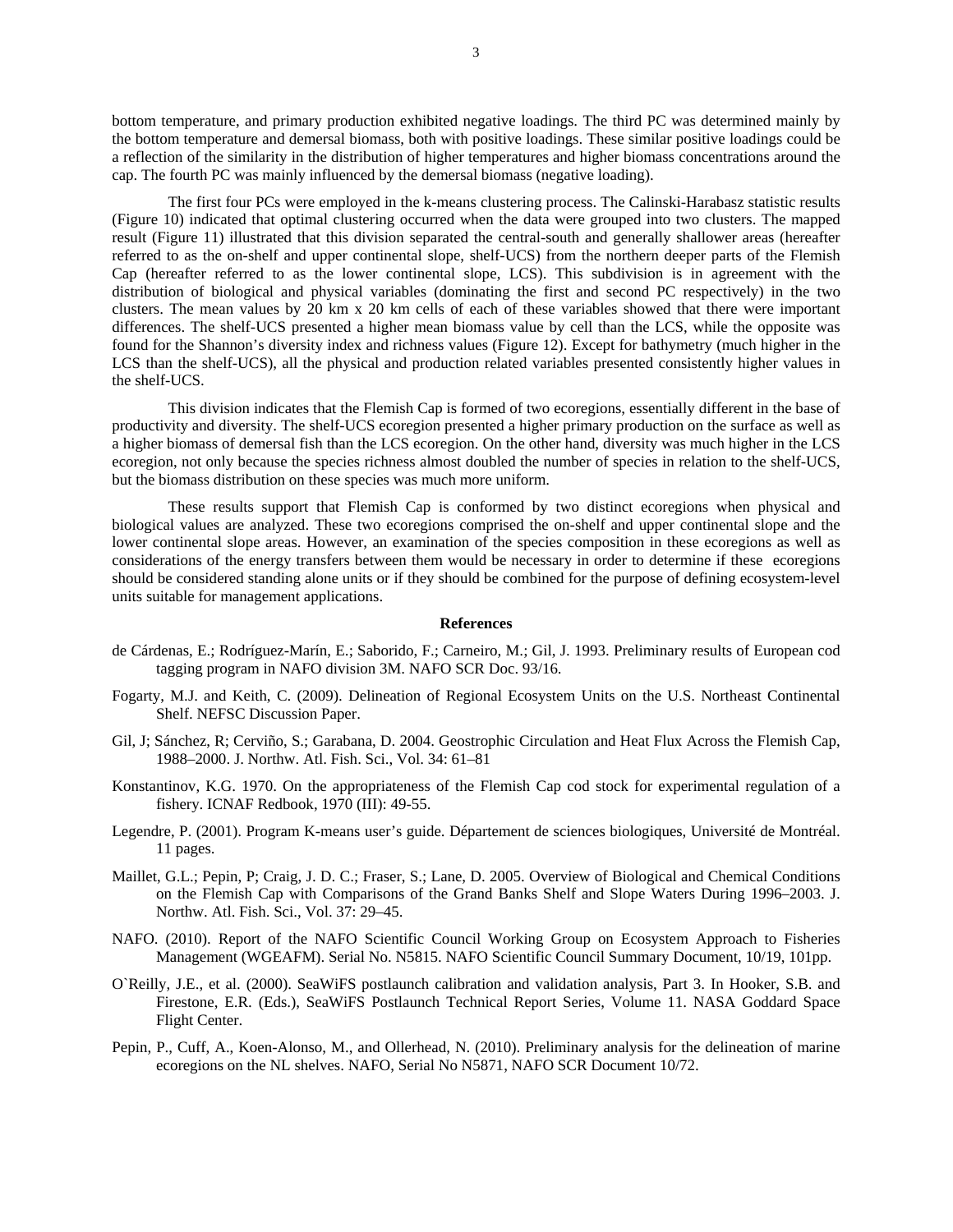bottom temperature, and primary production exhibited negative loadings. The third PC was determined mainly by the bottom temperature and demersal biomass, both with positive loadings. These similar positive loadings could be a reflection of the similarity in the distribution of higher temperatures and higher biomass concentrations around the cap. The fourth PC was mainly influenced by the demersal biomass (negative loading).

The first four PCs were employed in the k-means clustering process. The Calinski-Harabasz statistic results (Figure 10) indicated that optimal clustering occurred when the data were grouped into two clusters. The mapped result (Figure 11) illustrated that this division separated the central-south and generally shallower areas (hereafter referred to as the on-shelf and upper continental slope, shelf-UCS) from the northern deeper parts of the Flemish Cap (hereafter referred to as the lower continental slope, LCS). This subdivision is in agreement with the distribution of biological and physical variables (dominating the first and second PC respectively) in the two clusters. The mean values by 20 km x 20 km cells of each of these variables showed that there were important differences. The shelf-UCS presented a higher mean biomass value by cell than the LCS, while the opposite was found for the Shannon's diversity index and richness values (Figure 12). Except for bathymetry (much higher in the LCS than the shelf-UCS), all the physical and production related variables presented consistently higher values in the shelf-UCS.

This division indicates that the Flemish Cap is formed of two ecoregions, essentially different in the base of productivity and diversity. The shelf-UCS ecoregion presented a higher primary production on the surface as well as a higher biomass of demersal fish than the LCS ecoregion. On the other hand, diversity was much higher in the LCS ecoregion, not only because the species richness almost doubled the number of species in relation to the shelf-UCS, but the biomass distribution on these species was much more uniform.

These results support that Flemish Cap is conformed by two distinct ecoregions when physical and biological values are analyzed. These two ecoregions comprised the on-shelf and upper continental slope and the lower continental slope areas. However, an examination of the species composition in these ecoregions as well as considerations of the energy transfers between them would be necessary in order to determine if these ecoregions should be considered standing alone units or if they should be combined for the purpose of defining ecosystem-level units suitable for management applications.

## References

de Cárdenas, E.; Rodríguez-Marín, E.; Saborido, F.; Carneiro, M.; Gil, J. 1993. Preliminary results of European cod tagging program in NAFO division 3M. NAFO SCR Doc. 93/16.

Fogarty, M.J. and Keith, C. (2009). Delineation of Regional Ecosystem Units on the U.S. Northeast Continental Shelf. NEFSC Discussion Paper.

Gil, J; Sánchez, R; Cerviño, S.; Garabana, D. 2004. Geostrophic Circulation and Heat Flux Across the Flemish Cap, 1988–2000. J. Northw. Atl. Fish. Sci., Vol. 34: 61–81

Konstantinov, K.G. 1970. On the appropriateness of the Flemish Cap cod stock for experimental regulation of a fishery. ICNAF Redbook, 1970 (III): 49-55.

Legendre, P. (2001). Program K-means user's guide. Département de sciences biologiques, Université de Montréal. 11 pages.

Maillet, G.L.; Pepin, P; Craig, J. D. C.; Fraser, S.; Lane, D. 2005. Overview of Biological and Chemical Conditions on the Flemish Cap with Comparisons of the Grand Banks Shelf and Slope Waters During 1996–2003. J. Northw. Atl. Fish. Sci., Vol. 37: 29–45.

NAFO. (2010). Report of the NAFO Scientific Council Working Group on Ecosystem Approach to Fisheries Management (WGEAFM). Serial No. N5815. NAFO Scientific Council Summary Document, 10/19, 101pp.

O`Reilly, J.E., et al. (2000). SeaWiFS postlaunch calibration and validation analysis, Part 3. In Hooker, S.B. and Firestone, E.R. (Eds.), SeaWiFS Postlaunch Technical Report Series, Volume 11. NASA Goddard Space Flight Center.

Pepin, P., Cuff, A., Koen-Alonso, M., and Ollerhead, N. (2010). Preliminary analysis for the delineation of marine ecoregions on the NL shelves. NAFO, Serial No N5871, NAFO SCR Document 10/72.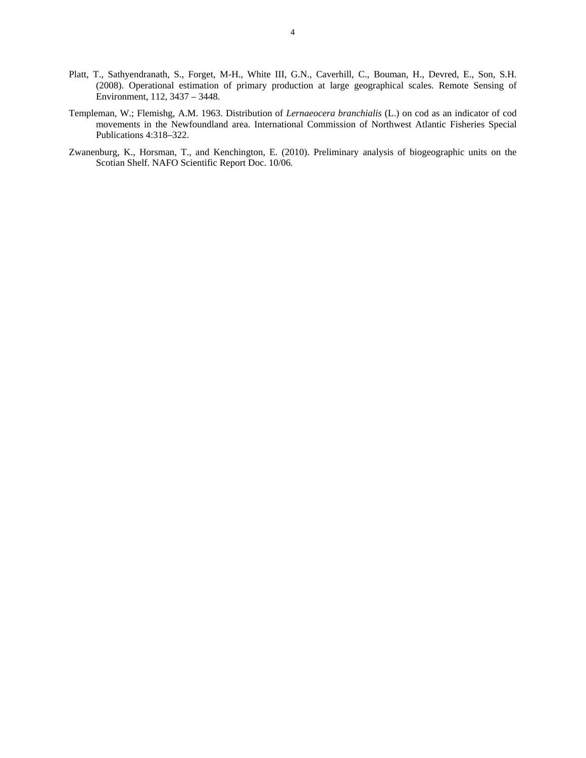Platt, T., Sathyendranath, S., Forget, M-H., White III, G.N., Caverhill, C., Bouman, H., Devred, E., Son, S.H. (2008). Operational estimation of primary production at large geographical scales. Remote Sensing of Environment, 112, 3437 – 3448.

Templeman, W.; Flemishg, A.M. 1963. Distribution of *Lernaeocera branchialis* (L.) on cod as an indicator of cod movements in the Newfoundland area. International Commission of Northwest Atlantic Fisheries Special Publications 4:318–322.

Zwanenburg, K., Horsman, T., and Kenchington, E. (2010). Preliminary analysis of biogeographic units on the Scotian Shelf. NAFO Scientific Report Doc. 10/06.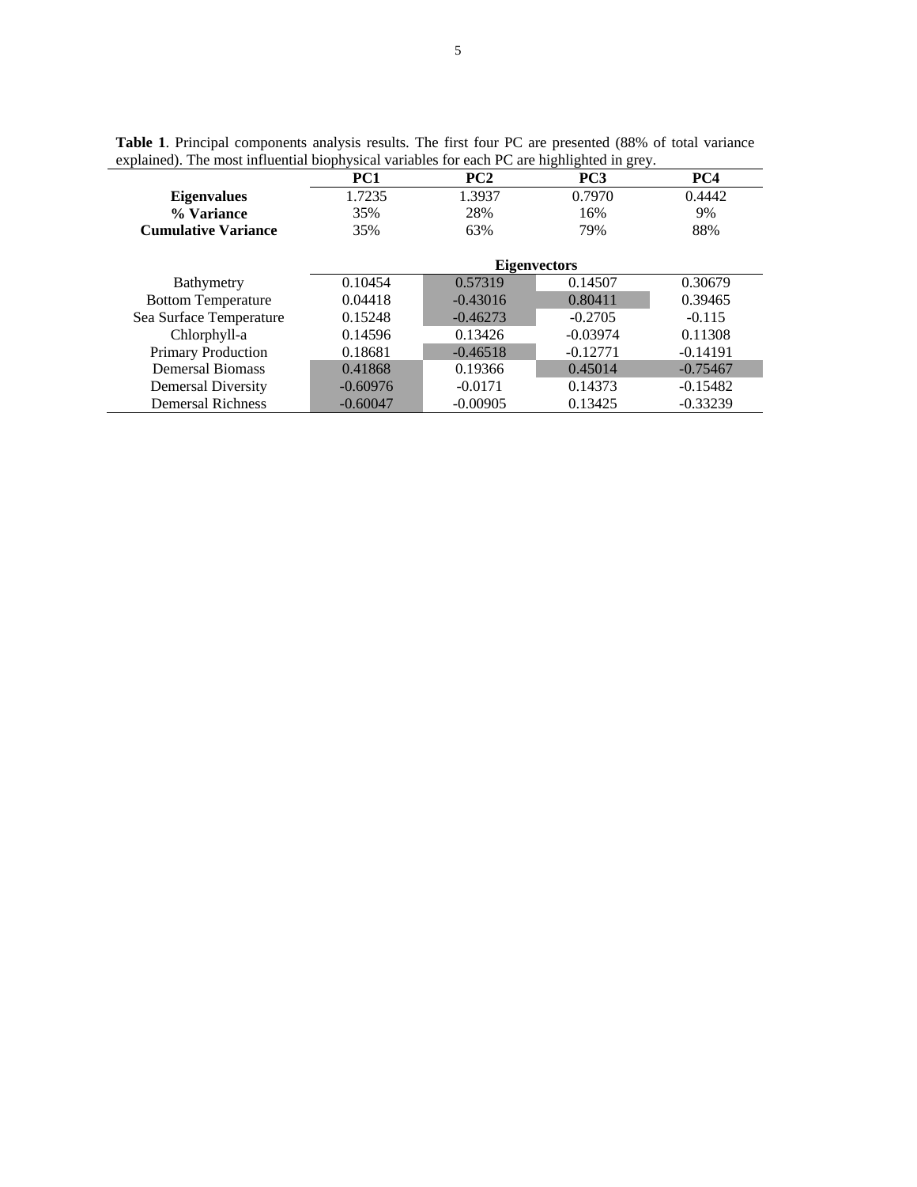**Table 1**. Principal components analysis results. The first four PC are presented (88% of total variance explained). The most influential biophysical variables for each PC are highlighted in grey.

| | PC1 | PC2 | PC3 | PC4 |
|---|---|---|---|---|
| **Eigenvalues** | 1.7235 | 1.3937 | 0.7970 | 0.4442 |
| **% Variance** | 35% | 28% | 16% | 9% |
| **Cumulative Variance** | 35% | 63% | 79% | 88% |
| | **Eigenvectors** | | | |
| Bathymetry | 0.10454 | 0.57319 | 0.14507 | 0.30679 |
| Bottom Temperature | 0.04418 | -0.43016 | 0.80411 | 0.39465 |
| Sea Surface Temperature | 0.15248 | -0.46273 | -0.2705 | -0.115 |
| Chlorphyll-a | 0.14596 | 0.13426 | -0.03974 | 0.11308 |
| Primary Production | 0.18681 | -0.46518 | -0.12771 | -0.14191 |
| Demersal Biomass | 0.41868 | 0.19366 | 0.45014 | -0.75467 |
| Demersal Diversity | -0.60976 | -0.0171 | 0.14373 | -0.15482 |
| Demersal Richness | -0.60047 | -0.00905 | 0.13425 | -0.33239 |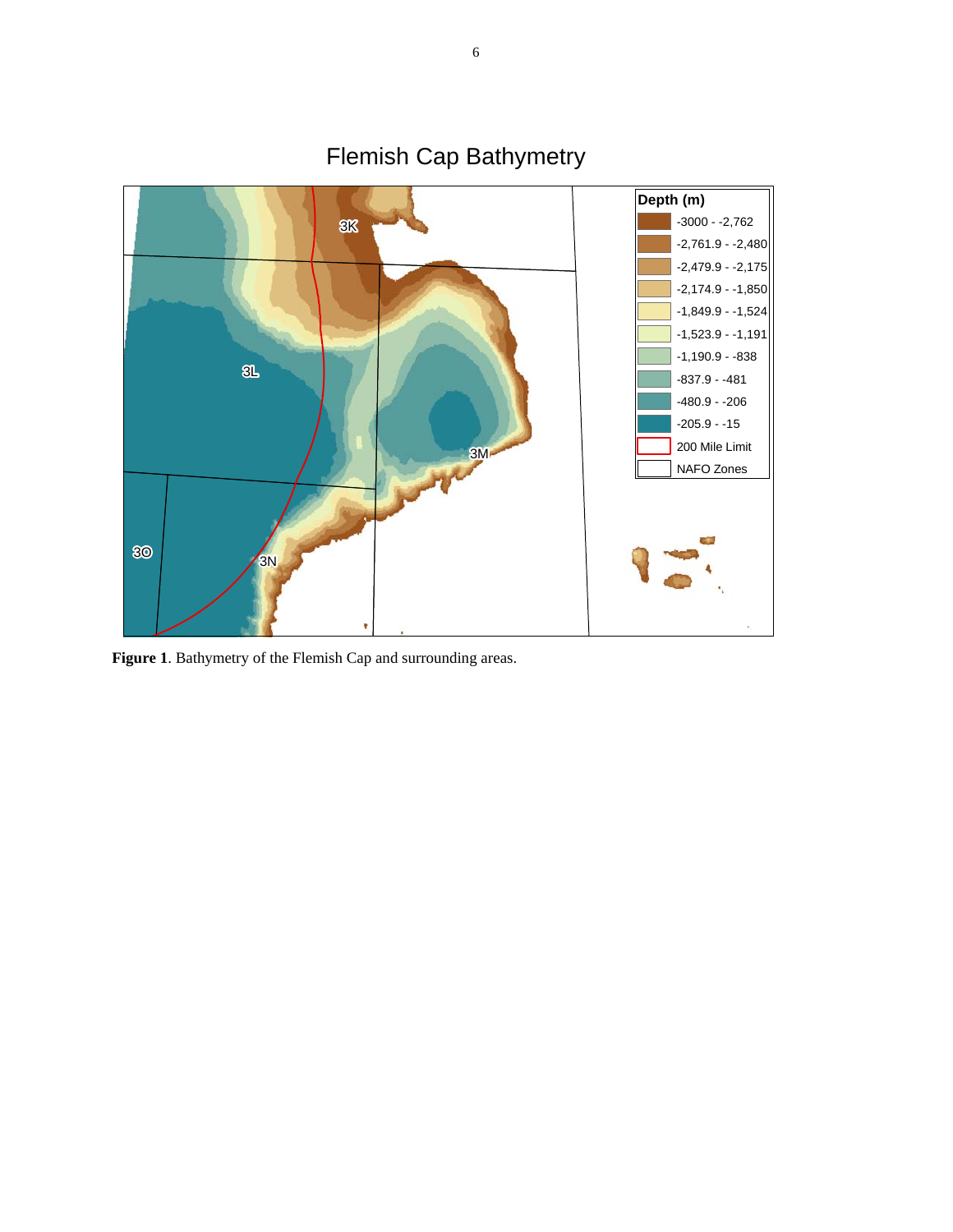**Figure 1**. Bathymetry of the Flemish Cap and surrounding areas.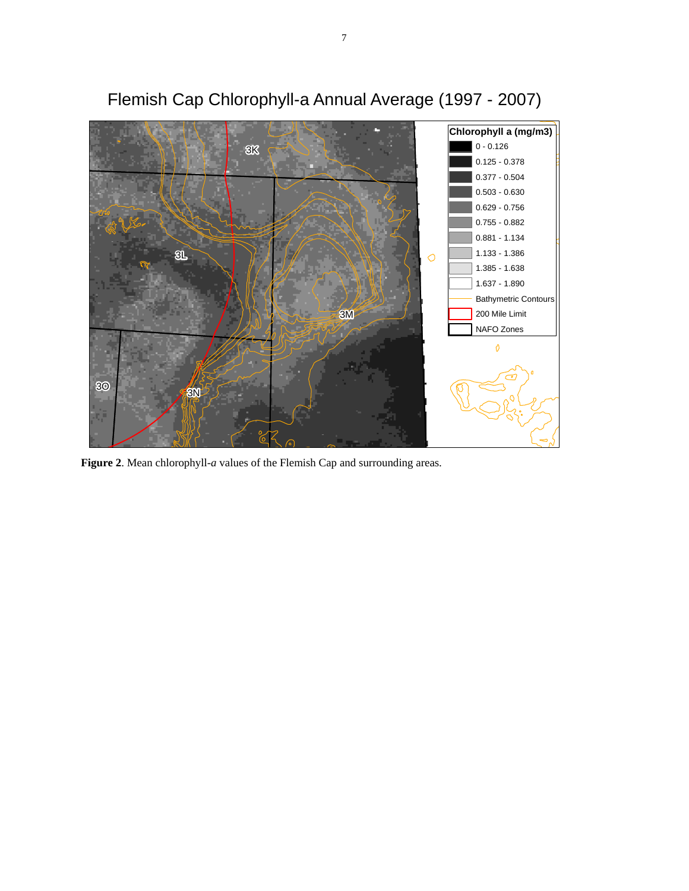**Figure 2**. Mean chlorophyll-*a* values of the Flemish Cap and surrounding areas.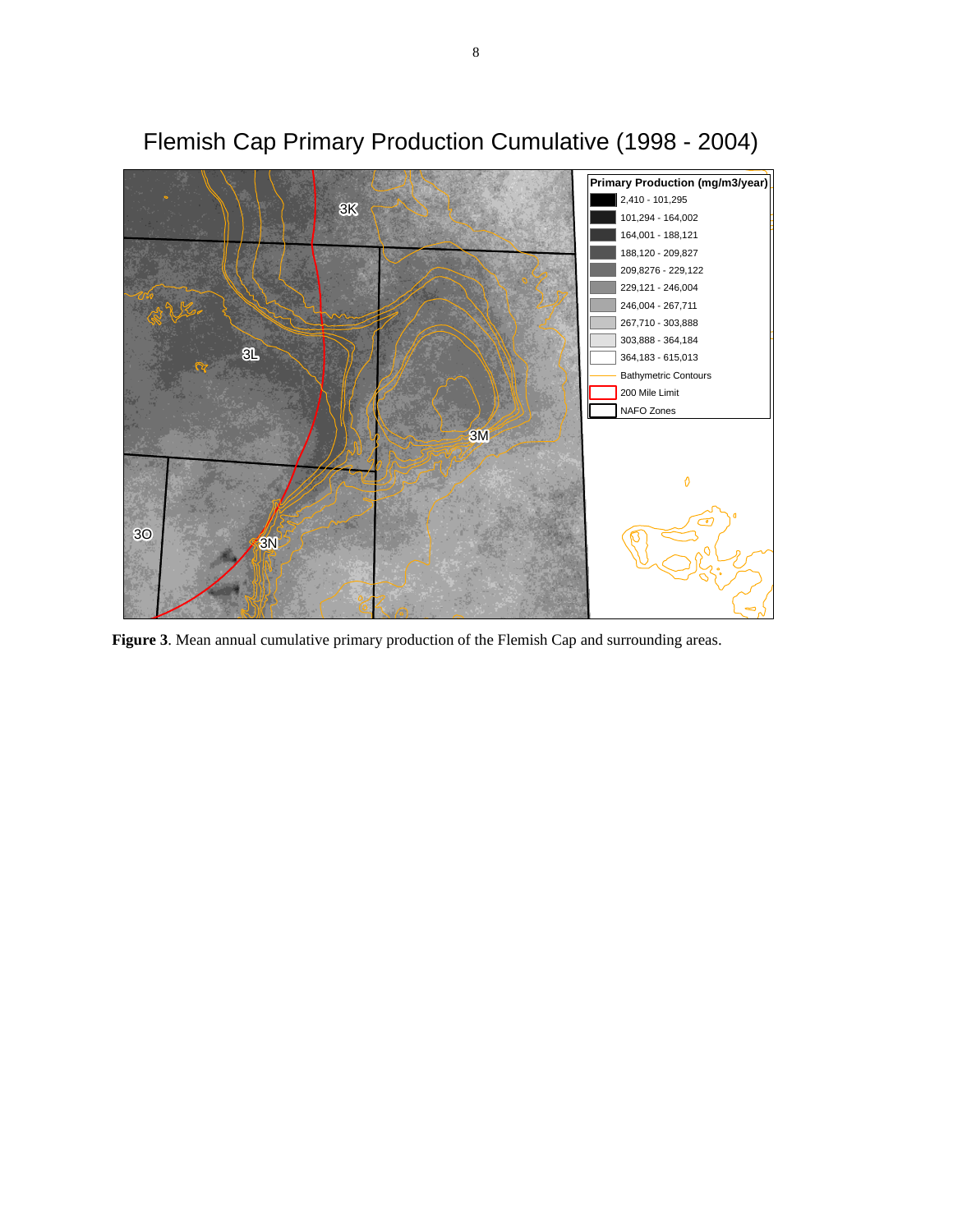Flemish Cap Primary Production Cumulative (1998 - 2004)

| Primary Production (mg/m3/year) |
| --- |
| 2,410 - 101,295 |
| 101,294 - 164,002 |
| 164,001 - 188,121 |
| 188,120 - 209,827 |
| 209,8276 - 229,122 |
| 229,121 - 246,004 |
| 246,004 - 267,711 |
| 267,710 - 303,888 |
| 303,888 - 364,184 |
| 364,183 - 615,013 |
| Bathymetric Contours |
| 200 Mile Limit |
| NAFO Zones |

3K 3L 3M 3N 3O

**Figure 3**. Mean annual cumulative primary production of the Flemish Cap and surrounding areas.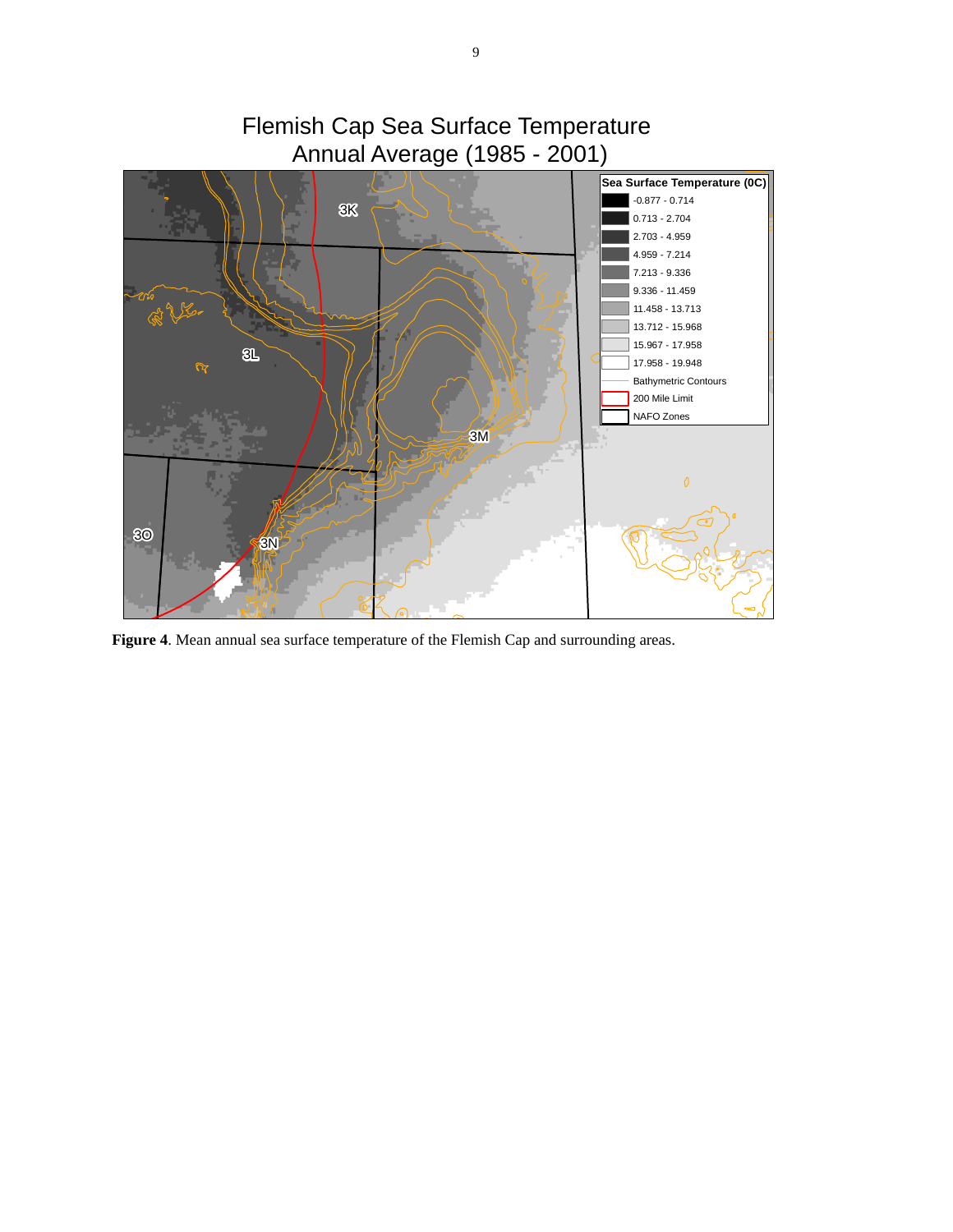**Figure 4**. Mean annual sea surface temperature of the Flemish Cap and surrounding areas.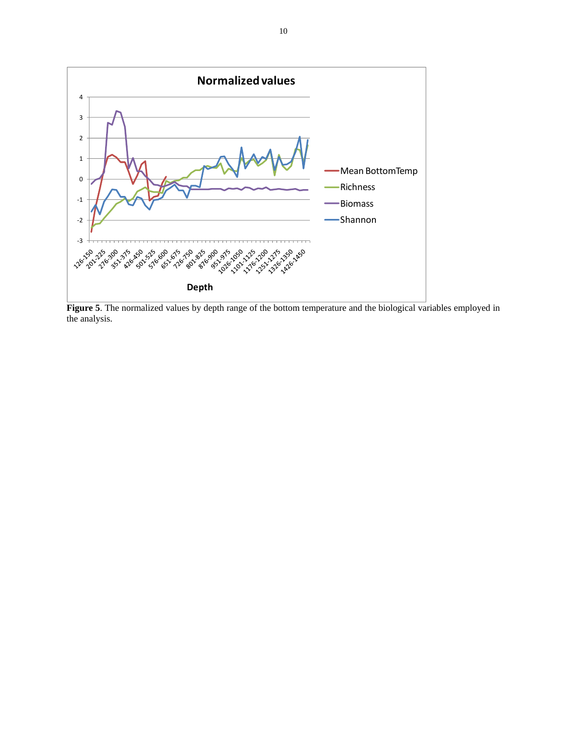**Figure 5**. The normalized values by depth range of the bottom temperature and the biological variables employed in the analysis.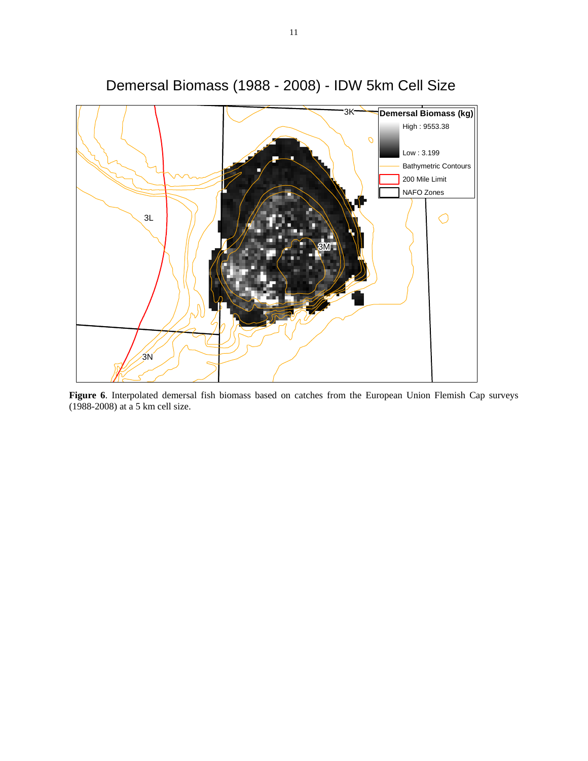**Figure 6**. Interpolated demersal fish biomass based on catches from the European Union Flemish Cap surveys (1988-2008) at a 5 km cell size.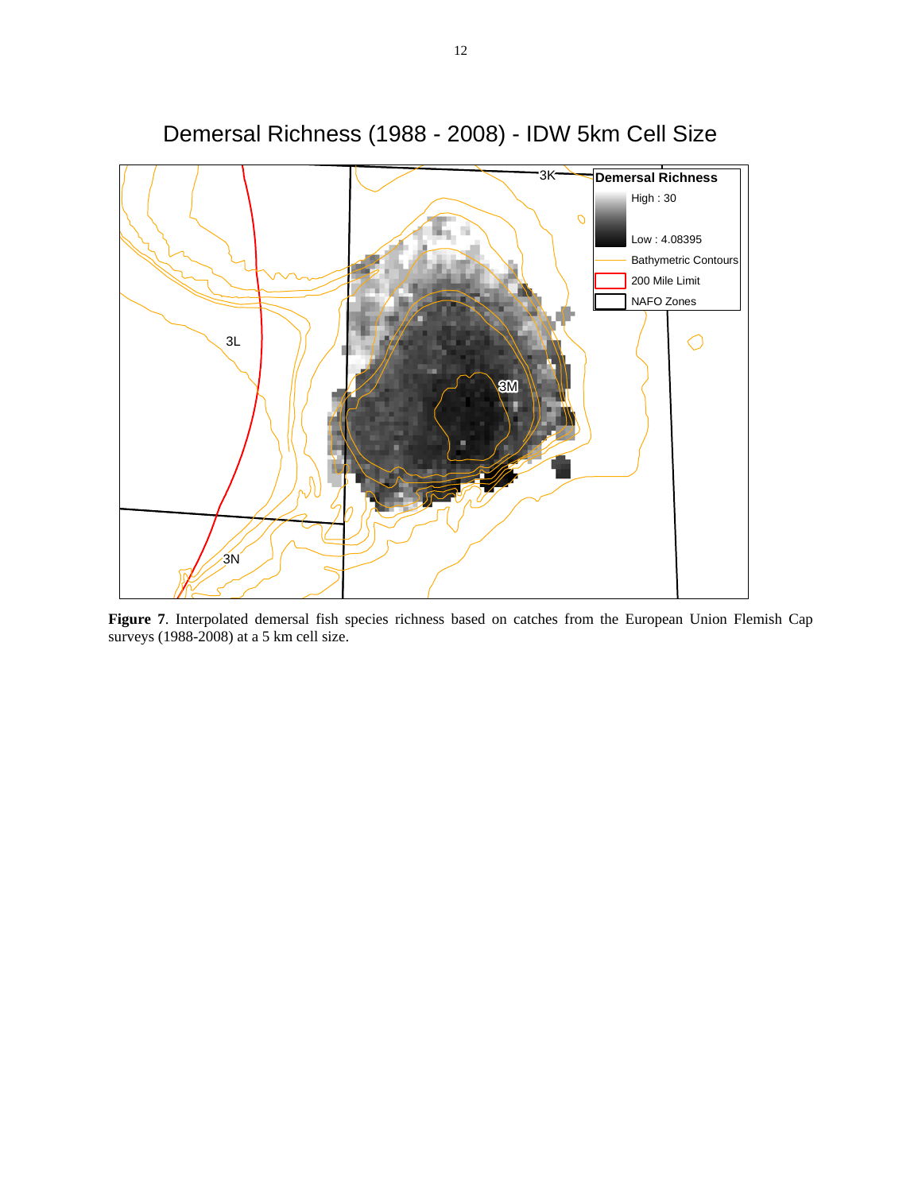**Figure 7**. Interpolated demersal fish species richness based on catches from the European Union Flemish Cap surveys (1988-2008) at a 5 km cell size.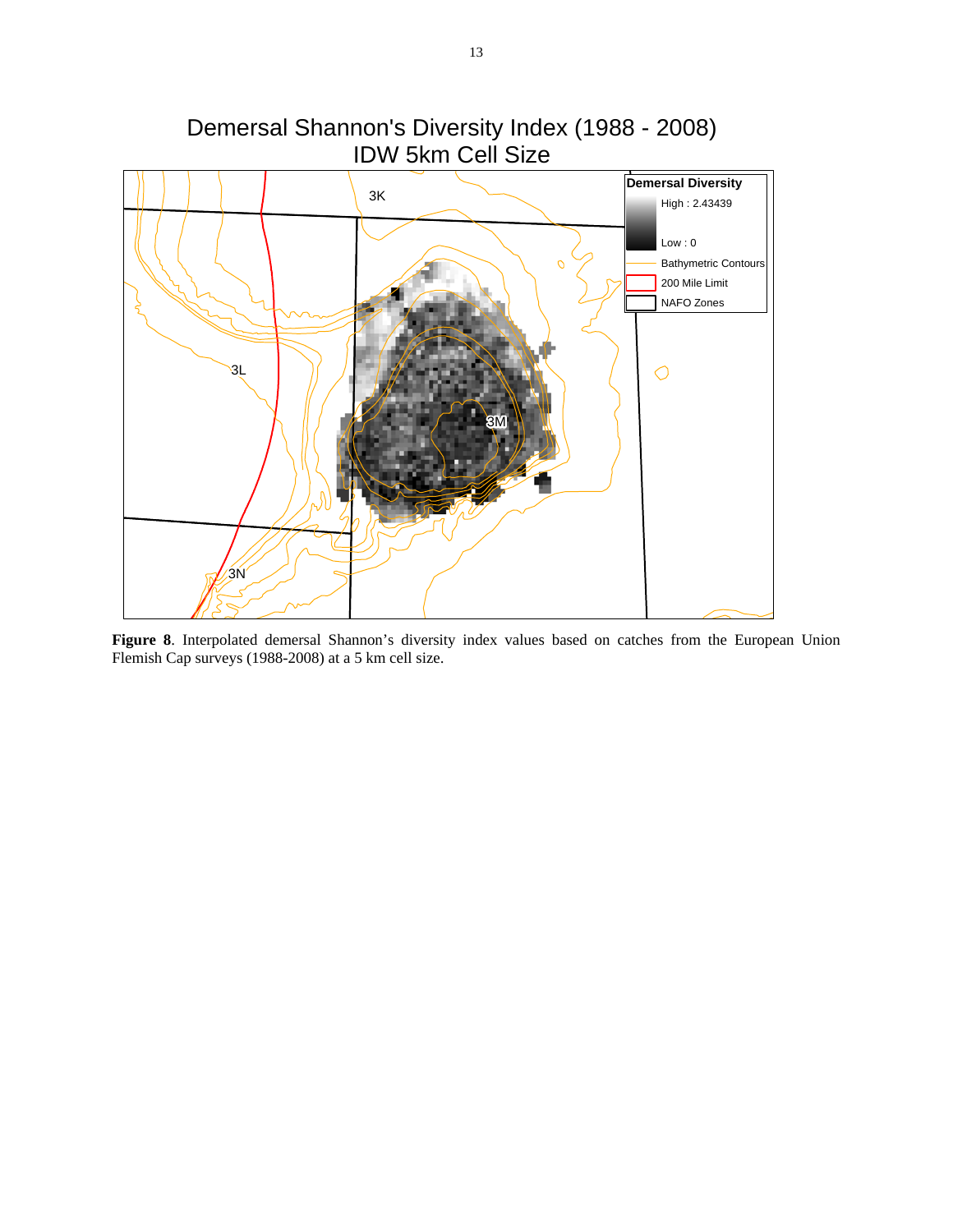**Figure 8**. Interpolated demersal Shannon's diversity index values based on catches from the European Union Flemish Cap surveys (1988-2008) at a 5 km cell size.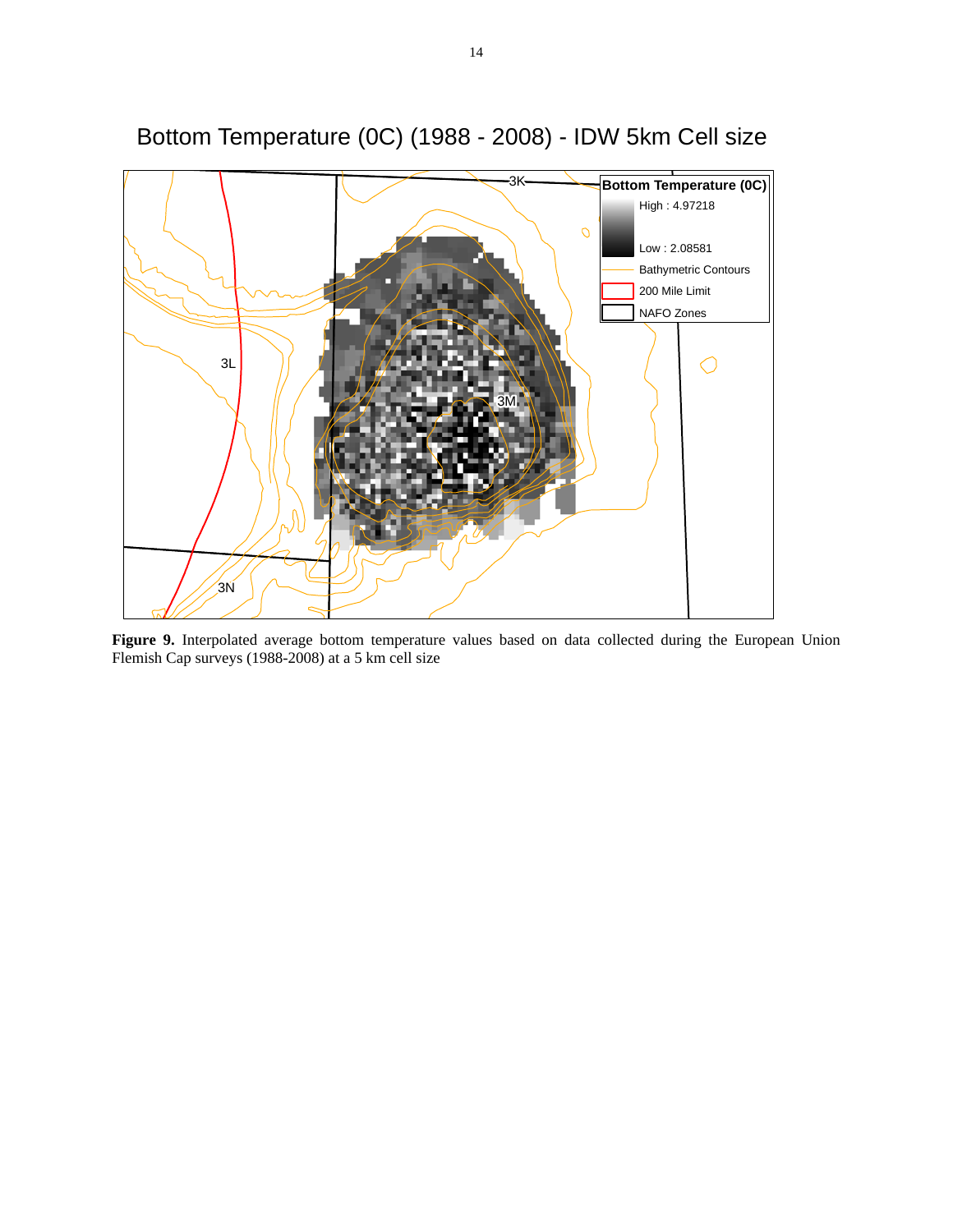**Figure 9.** Interpolated average bottom temperature values based on data collected during the European Union Flemish Cap surveys (1988-2008) at a 5 km cell size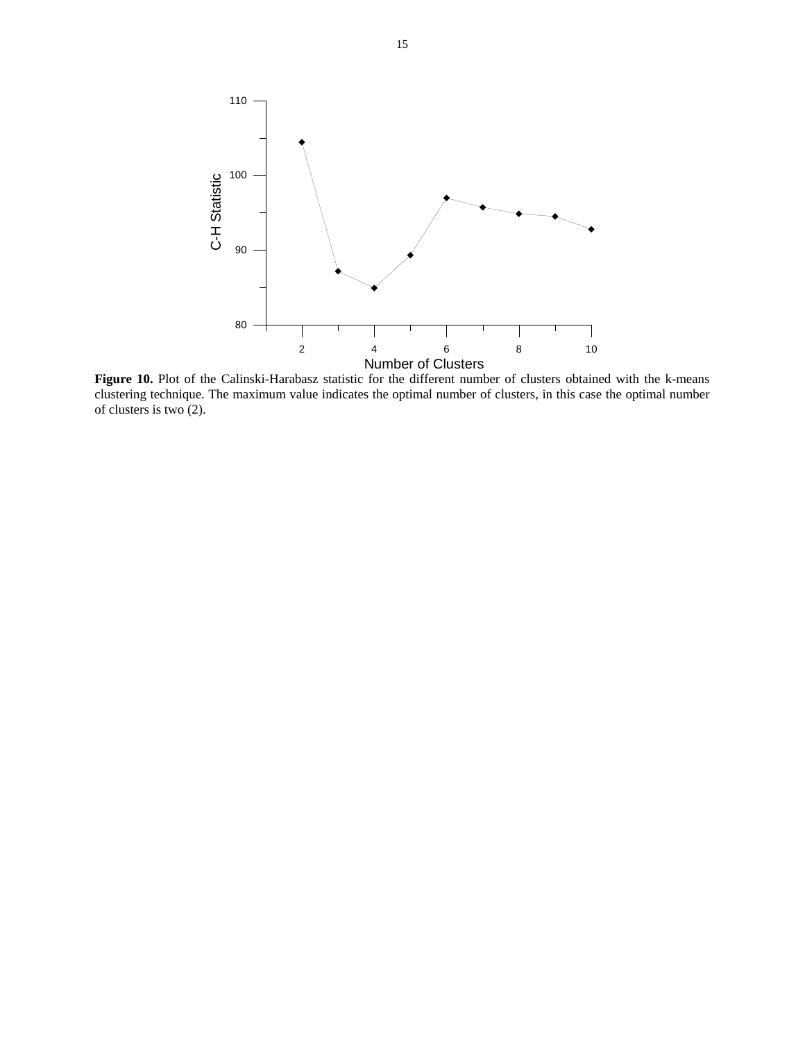**Figure 10.** Plot of the Calinski-Harabasz statistic for the different number of clusters obtained with the k-means clustering technique. The maximum value indicates the optimal number of clusters, in this case the optimal number of clusters is two (2).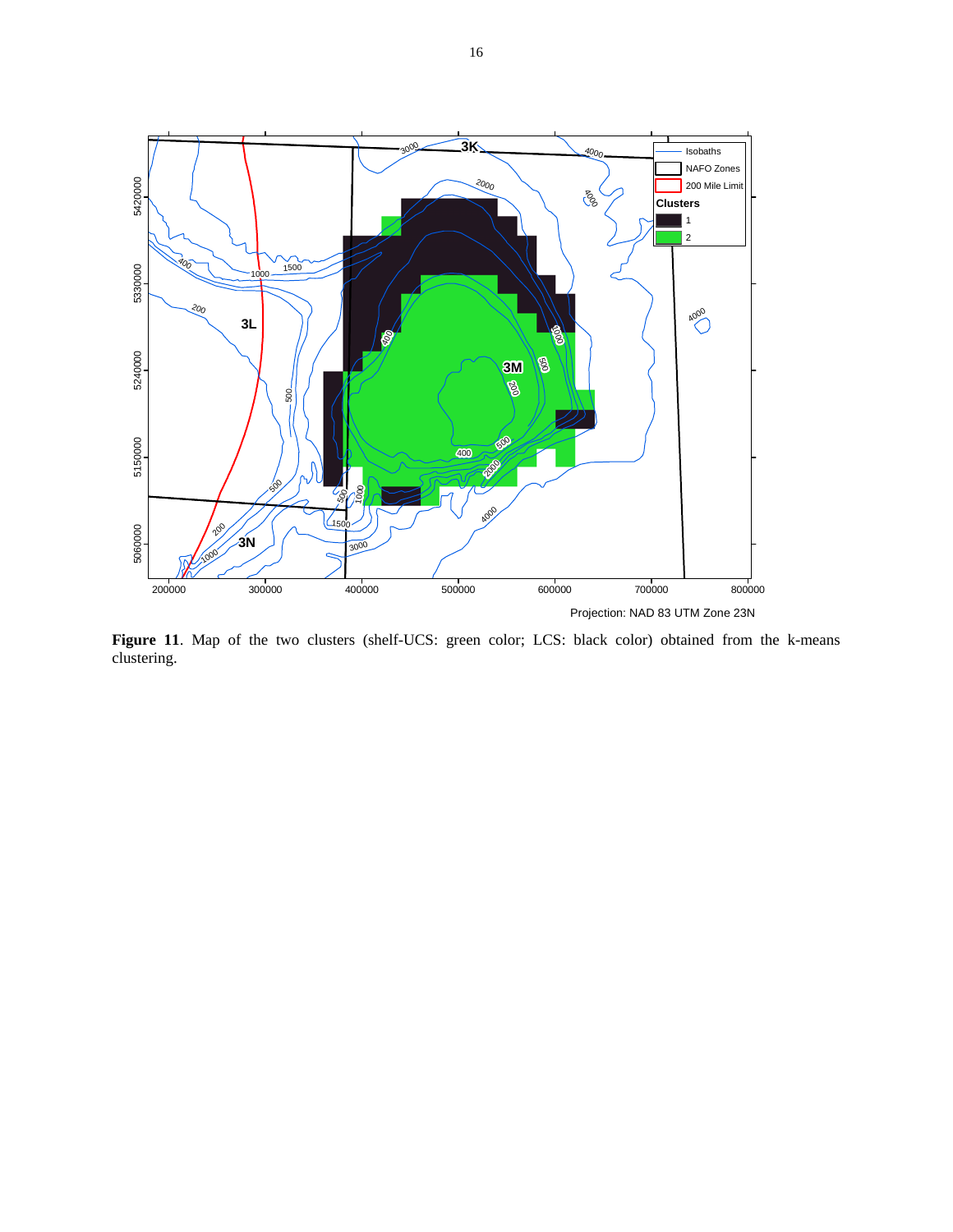**Figure 11**. Map of the two clusters (shelf-UCS: green color; LCS: black color) obtained from the k-means clustering.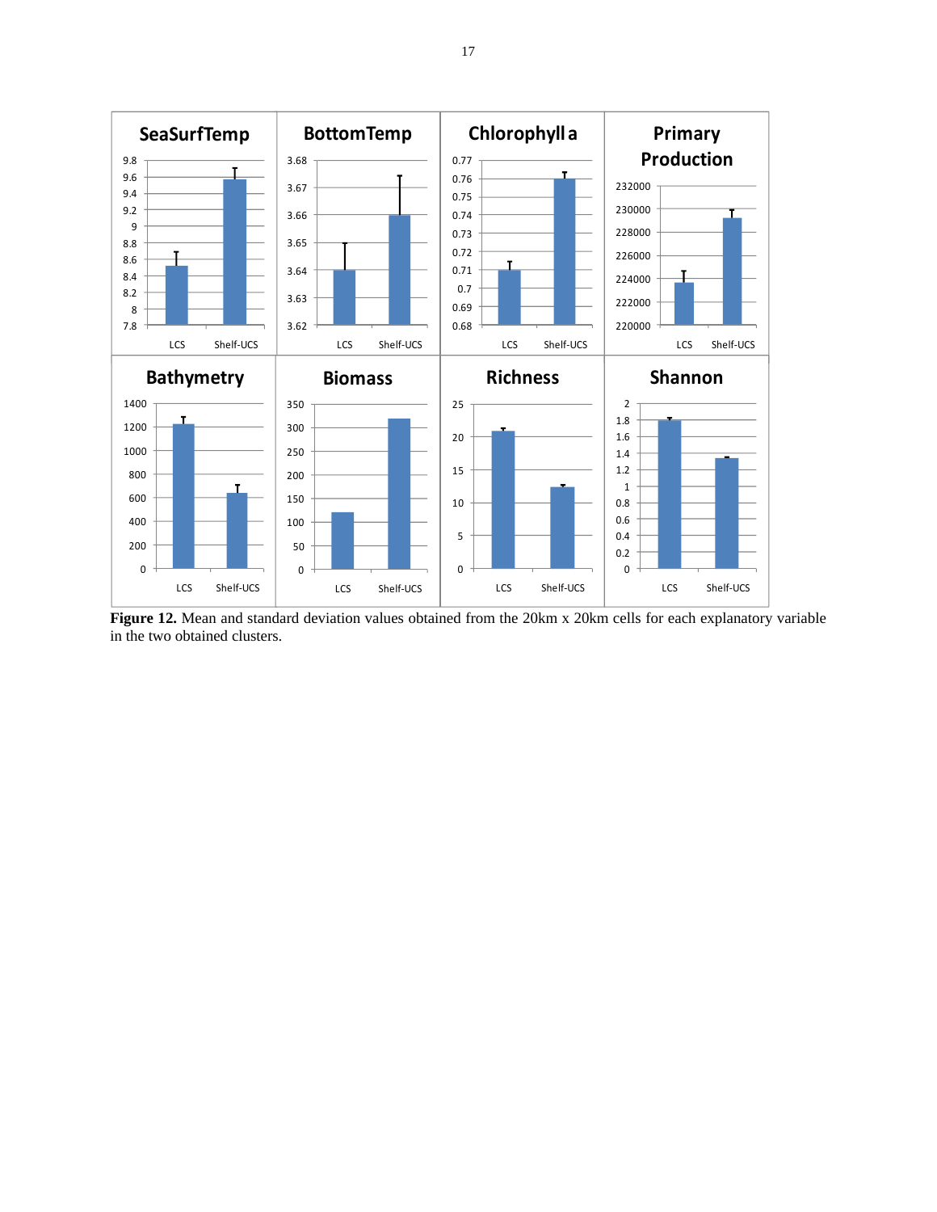SeaSurfTemp

9.8
9.6
9.4
9.2
9
8.8
8.6
8.4
8.2
8
7.8

LCS Shelf-UCS

BottomTemp

3.68
3.67
3.66
3.65
3.64
3.63
3.62

LCS Shelf-UCS

Chlorophyll a

0.77
0.76
0.75
0.74
0.73
0.72
0.71
0.7
0.69
0.68

LCS Shelf-UCS

Primary Production

232000
230000
228000
226000
224000
222000
220000

LCS Shelf-UCS

Bathymetry

1400
1200
1000
800
600
400
200
0

LCS Shelf-UCS

Biomass

350
300
250
200
150
100
50
0

LCS Shelf-UCS

Richness

25
20
15
10
5
0

LCS Shelf-UCS

Shannon

2
1.8
1.6
1.4
1.2
1
0.8
0.6
0.4
0.2
0

LCS Shelf-UCS

**Figure 12.** Mean and standard deviation values obtained from the 20km x 20km cells for each explanatory variable in the two obtained clusters.